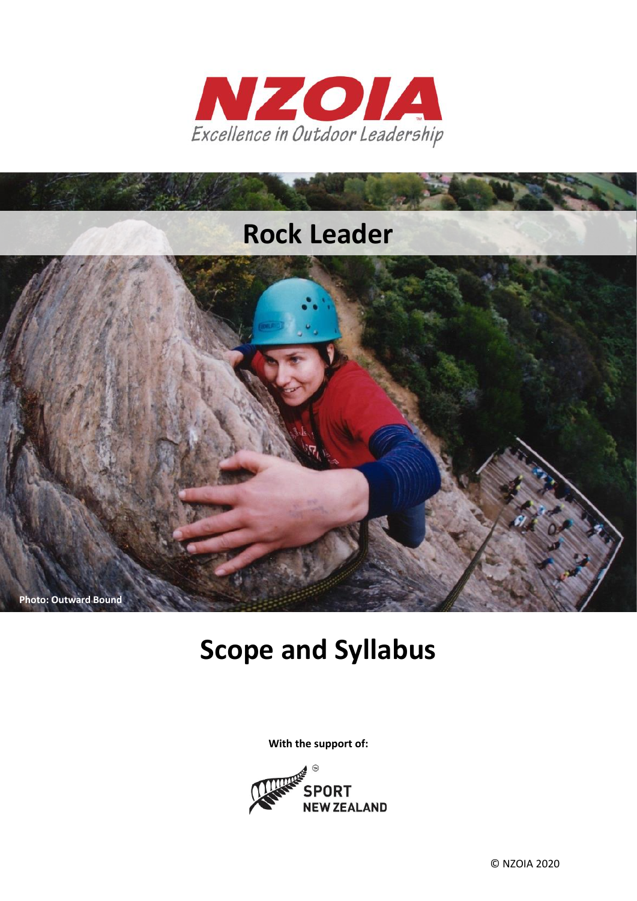# NZOIA

*Excellence in Outdoor Leadership*

## Rock Leader

Photo: Outward Bound

# Scope and Syllabus

**With the support of:**

SPORT NEW ZEALAND

© NZOIA 2020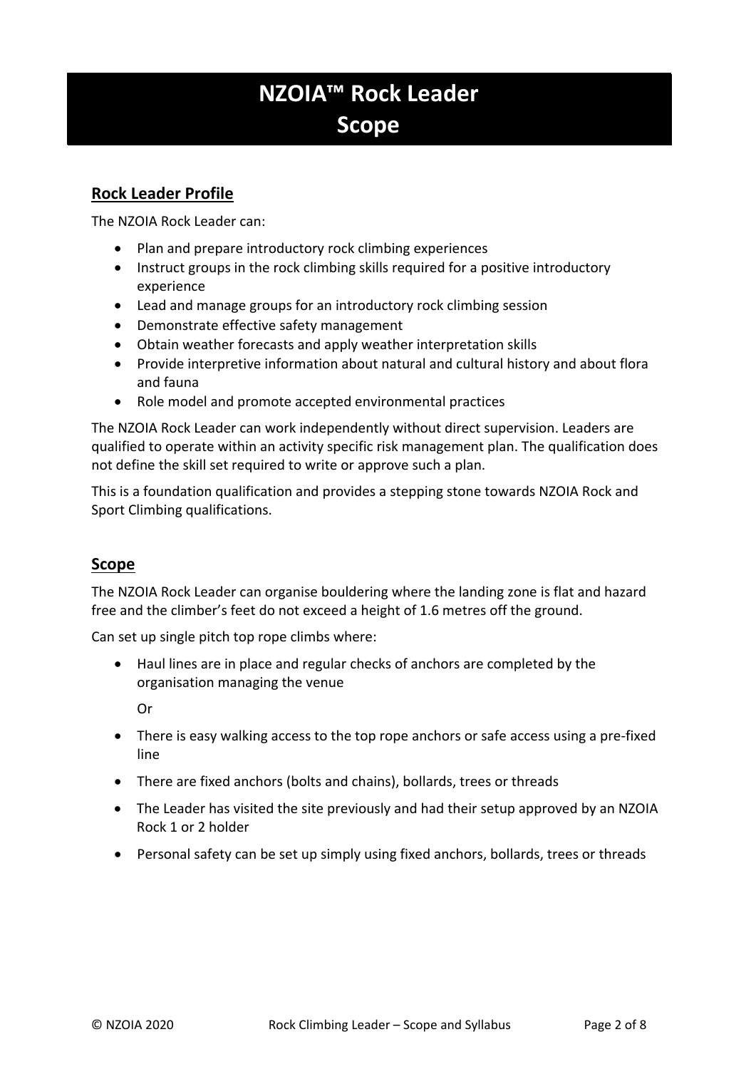# NZOIA™ Rock Leader
# Scope

## Rock Leader Profile

The NZOIA Rock Leader can:

- Plan and prepare introductory rock climbing experiences
- Instruct groups in the rock climbing skills required for a positive introductory experience
- Lead and manage groups for an introductory rock climbing session
- Demonstrate effective safety management
- Obtain weather forecasts and apply weather interpretation skills
- Provide interpretive information about natural and cultural history and about flora and fauna
- Role model and promote accepted environmental practices

The NZOIA Rock Leader can work independently without direct supervision. Leaders are qualified to operate within an activity specific risk management plan. The qualification does not define the skill set required to write or approve such a plan.

This is a foundation qualification and provides a stepping stone towards NZOIA Rock and Sport Climbing qualifications.

## Scope

The NZOIA Rock Leader can organise bouldering where the landing zone is flat and hazard free and the climber's feet do not exceed a height of 1.6 metres off the ground.

Can set up single pitch top rope climbs where:

- Haul lines are in place and regular checks of anchors are completed by the organisation managing the venue

  Or

- There is easy walking access to the top rope anchors or safe access using a pre-fixed line
- There are fixed anchors (bolts and chains), bollards, trees or threads
- The Leader has visited the site previously and had their setup approved by an NZOIA Rock 1 or 2 holder
- Personal safety can be set up simply using fixed anchors, bollards, trees or threads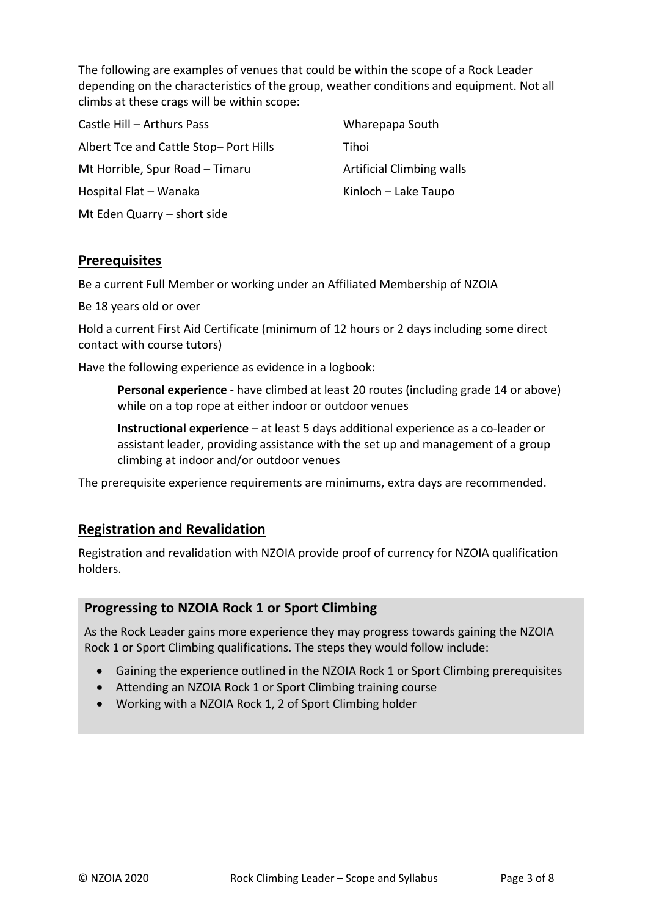The following are examples of venues that could be within the scope of a Rock Leader depending on the characteristics of the group, weather conditions and equipment. Not all climbs at these crags will be within scope:

Castle Hill – Arthurs Pass

Albert Tce and Cattle Stop– Port Hills

Mt Horrible, Spur Road – Timaru

Hospital Flat – Wanaka

Mt Eden Quarry – short side

Wharepapa South

Tihoi

Artificial Climbing walls

Kinloch – Lake Taupo

## Prerequisites

Be a current Full Member or working under an Affiliated Membership of NZOIA

Be 18 years old or over

Hold a current First Aid Certificate (minimum of 12 hours or 2 days including some direct contact with course tutors)

Have the following experience as evidence in a logbook:

> **Personal experience** - have climbed at least 20 routes (including grade 14 or above) while on a top rope at either indoor or outdoor venues
>
> **Instructional experience** – at least 5 days additional experience as a co-leader or assistant leader, providing assistance with the set up and management of a group climbing at indoor and/or outdoor venues

The prerequisite experience requirements are minimums, extra days are recommended.

## Registration and Revalidation

Registration and revalidation with NZOIA provide proof of currency for NZOIA qualification holders.

### Progressing to NZOIA Rock 1 or Sport Climbing

As the Rock Leader gains more experience they may progress towards gaining the NZOIA Rock 1 or Sport Climbing qualifications. The steps they would follow include:

- Gaining the experience outlined in the NZOIA Rock 1 or Sport Climbing prerequisites
- Attending an NZOIA Rock 1 or Sport Climbing training course
- Working with a NZOIA Rock 1, 2 of Sport Climbing holder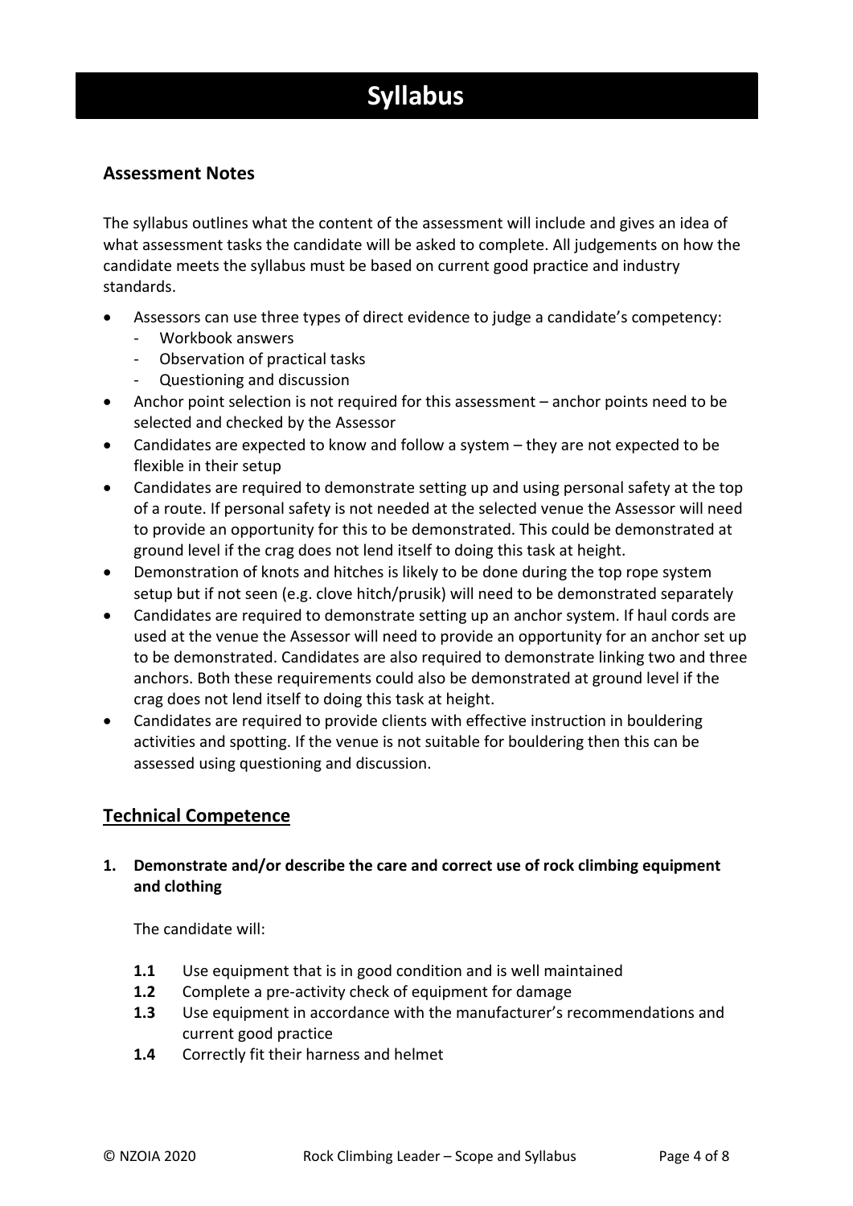# Syllabus

## Assessment Notes

The syllabus outlines what the content of the assessment will include and gives an idea of what assessment tasks the candidate will be asked to complete. All judgements on how the candidate meets the syllabus must be based on current good practice and industry standards.

- Assessors can use three types of direct evidence to judge a candidate's competency:
  - Workbook answers
  - Observation of practical tasks
  - Questioning and discussion
- Anchor point selection is not required for this assessment – anchor points need to be selected and checked by the Assessor
- Candidates are expected to know and follow a system – they are not expected to be flexible in their setup
- Candidates are required to demonstrate setting up and using personal safety at the top of a route. If personal safety is not needed at the selected venue the Assessor will need to provide an opportunity for this to be demonstrated. This could be demonstrated at ground level if the crag does not lend itself to doing this task at height.
- Demonstration of knots and hitches is likely to be done during the top rope system setup but if not seen (e.g. clove hitch/prusik) will need to be demonstrated separately
- Candidates are required to demonstrate setting up an anchor system. If haul cords are used at the venue the Assessor will need to provide an opportunity for an anchor set up to be demonstrated. Candidates are also required to demonstrate linking two and three anchors. Both these requirements could also be demonstrated at ground level if the crag does not lend itself to doing this task at height.
- Candidates are required to provide clients with effective instruction in bouldering activities and spotting. If the venue is not suitable for bouldering then this can be assessed using questioning and discussion.

## Technical Competence

**1. Demonstrate and/or describe the care and correct use of rock climbing equipment and clothing**

The candidate will:

- **1.1** Use equipment that is in good condition and is well maintained
- **1.2** Complete a pre-activity check of equipment for damage
- **1.3** Use equipment in accordance with the manufacturer's recommendations and current good practice
- **1.4** Correctly fit their harness and helmet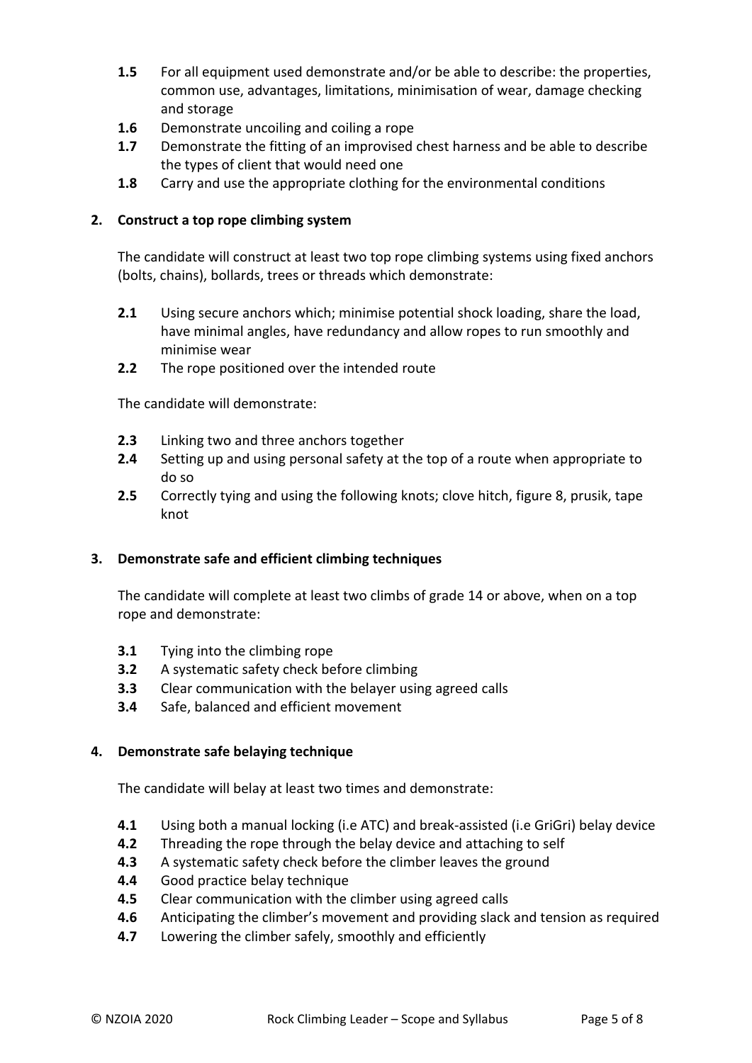**1.5** For all equipment used demonstrate and/or be able to describe: the properties, common use, advantages, limitations, minimisation of wear, damage checking and storage

**1.6** Demonstrate uncoiling and coiling a rope

**1.7** Demonstrate the fitting of an improvised chest harness and be able to describe the types of client that would need one

**1.8** Carry and use the appropriate clothing for the environmental conditions

## 2. Construct a top rope climbing system

The candidate will construct at least two top rope climbing systems using fixed anchors (bolts, chains), bollards, trees or threads which demonstrate:

**2.1** Using secure anchors which; minimise potential shock loading, share the load, have minimal angles, have redundancy and allow ropes to run smoothly and minimise wear

**2.2** The rope positioned over the intended route

The candidate will demonstrate:

**2.3** Linking two and three anchors together

**2.4** Setting up and using personal safety at the top of a route when appropriate to do so

**2.5** Correctly tying and using the following knots; clove hitch, figure 8, prusik, tape knot

## 3. Demonstrate safe and efficient climbing techniques

The candidate will complete at least two climbs of grade 14 or above, when on a top rope and demonstrate:

**3.1** Tying into the climbing rope

**3.2** A systematic safety check before climbing

**3.3** Clear communication with the belayer using agreed calls

**3.4** Safe, balanced and efficient movement

## 4. Demonstrate safe belaying technique

The candidate will belay at least two times and demonstrate:

**4.1** Using both a manual locking (i.e ATC) and break-assisted (i.e GriGri) belay device

**4.2** Threading the rope through the belay device and attaching to self

**4.3** A systematic safety check before the climber leaves the ground

**4.4** Good practice belay technique

**4.5** Clear communication with the climber using agreed calls

**4.6** Anticipating the climber's movement and providing slack and tension as required

**4.7** Lowering the climber safely, smoothly and efficiently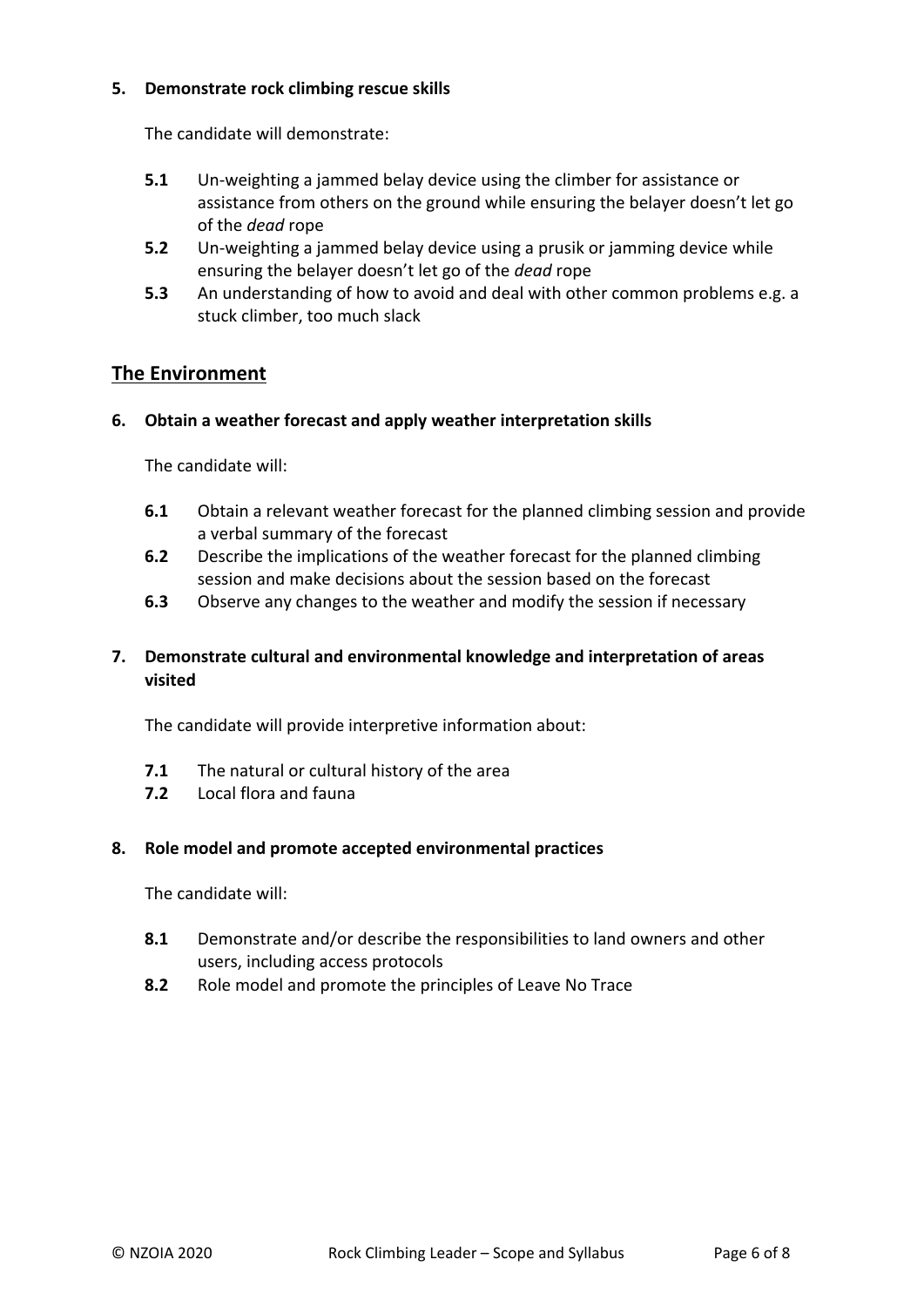**5. Demonstrate rock climbing rescue skills**

The candidate will demonstrate:

- **5.1** Un-weighting a jammed belay device using the climber for assistance or assistance from others on the ground while ensuring the belayer doesn't let go of the *dead* rope
- **5.2** Un-weighting a jammed belay device using a prusik or jamming device while ensuring the belayer doesn't let go of the *dead* rope
- **5.3** An understanding of how to avoid and deal with other common problems e.g. a stuck climber, too much slack

## The Environment

**6. Obtain a weather forecast and apply weather interpretation skills**

The candidate will:

- **6.1** Obtain a relevant weather forecast for the planned climbing session and provide a verbal summary of the forecast
- **6.2** Describe the implications of the weather forecast for the planned climbing session and make decisions about the session based on the forecast
- **6.3** Observe any changes to the weather and modify the session if necessary

**7. Demonstrate cultural and environmental knowledge and interpretation of areas visited**

The candidate will provide interpretive information about:

- **7.1** The natural or cultural history of the area
- **7.2** Local flora and fauna

**8. Role model and promote accepted environmental practices**

The candidate will:

- **8.1** Demonstrate and/or describe the responsibilities to land owners and other users, including access protocols
- **8.2** Role model and promote the principles of Leave No Trace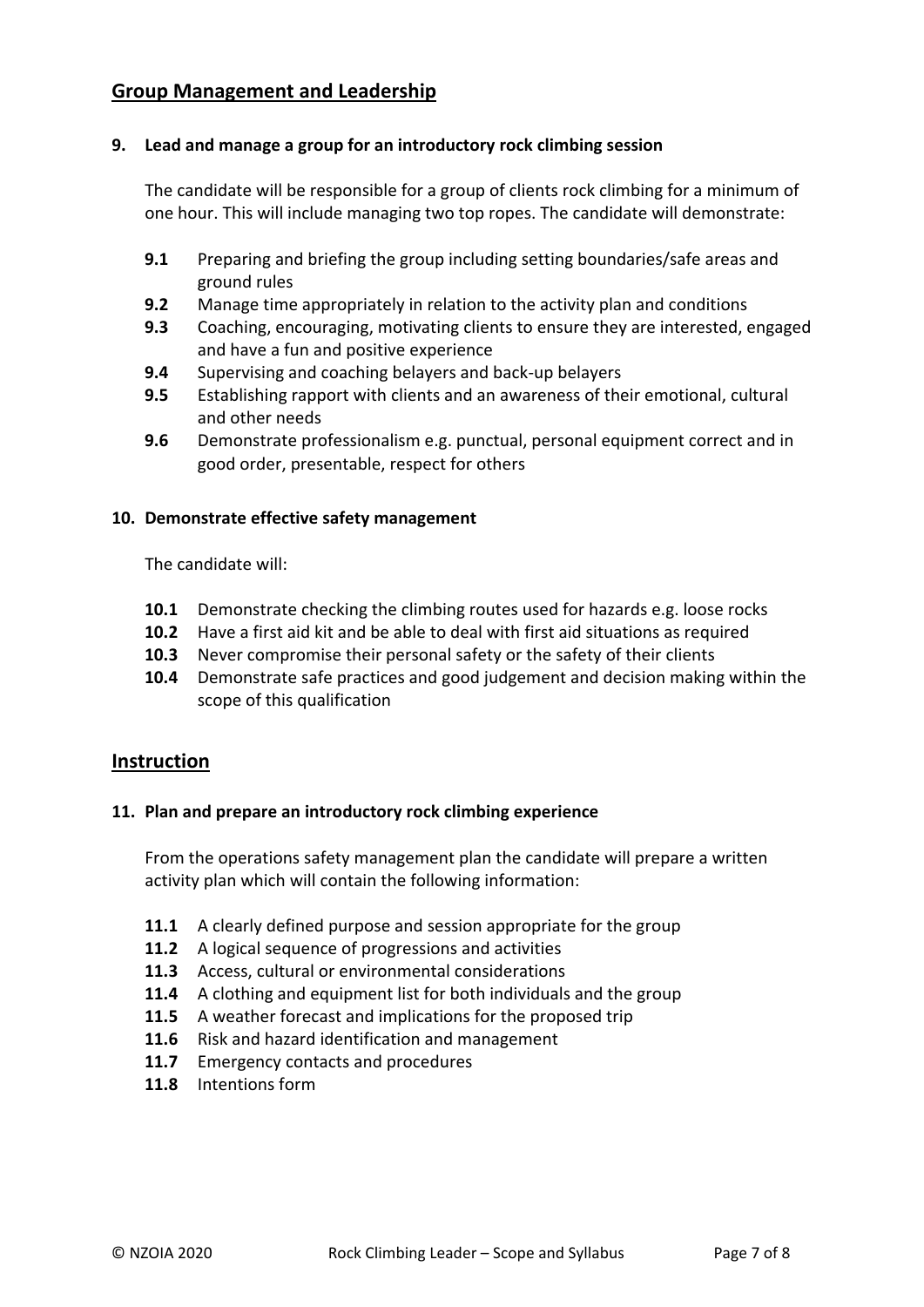## Group Management and Leadership

**9. Lead and manage a group for an introductory rock climbing session**

The candidate will be responsible for a group of clients rock climbing for a minimum of one hour. This will include managing two top ropes. The candidate will demonstrate:

- **9.1** Preparing and briefing the group including setting boundaries/safe areas and ground rules
- **9.2** Manage time appropriately in relation to the activity plan and conditions
- **9.3** Coaching, encouraging, motivating clients to ensure they are interested, engaged and have a fun and positive experience
- **9.4** Supervising and coaching belayers and back-up belayers
- **9.5** Establishing rapport with clients and an awareness of their emotional, cultural and other needs
- **9.6** Demonstrate professionalism e.g. punctual, personal equipment correct and in good order, presentable, respect for others

**10. Demonstrate effective safety management**

The candidate will:

- **10.1** Demonstrate checking the climbing routes used for hazards e.g. loose rocks
- **10.2** Have a first aid kit and be able to deal with first aid situations as required
- **10.3** Never compromise their personal safety or the safety of their clients
- **10.4** Demonstrate safe practices and good judgement and decision making within the scope of this qualification

## Instruction

**11. Plan and prepare an introductory rock climbing experience**

From the operations safety management plan the candidate will prepare a written activity plan which will contain the following information:

- **11.1** A clearly defined purpose and session appropriate for the group
- **11.2** A logical sequence of progressions and activities
- **11.3** Access, cultural or environmental considerations
- **11.4** A clothing and equipment list for both individuals and the group
- **11.5** A weather forecast and implications for the proposed trip
- **11.6** Risk and hazard identification and management
- **11.7** Emergency contacts and procedures
- **11.8** Intentions form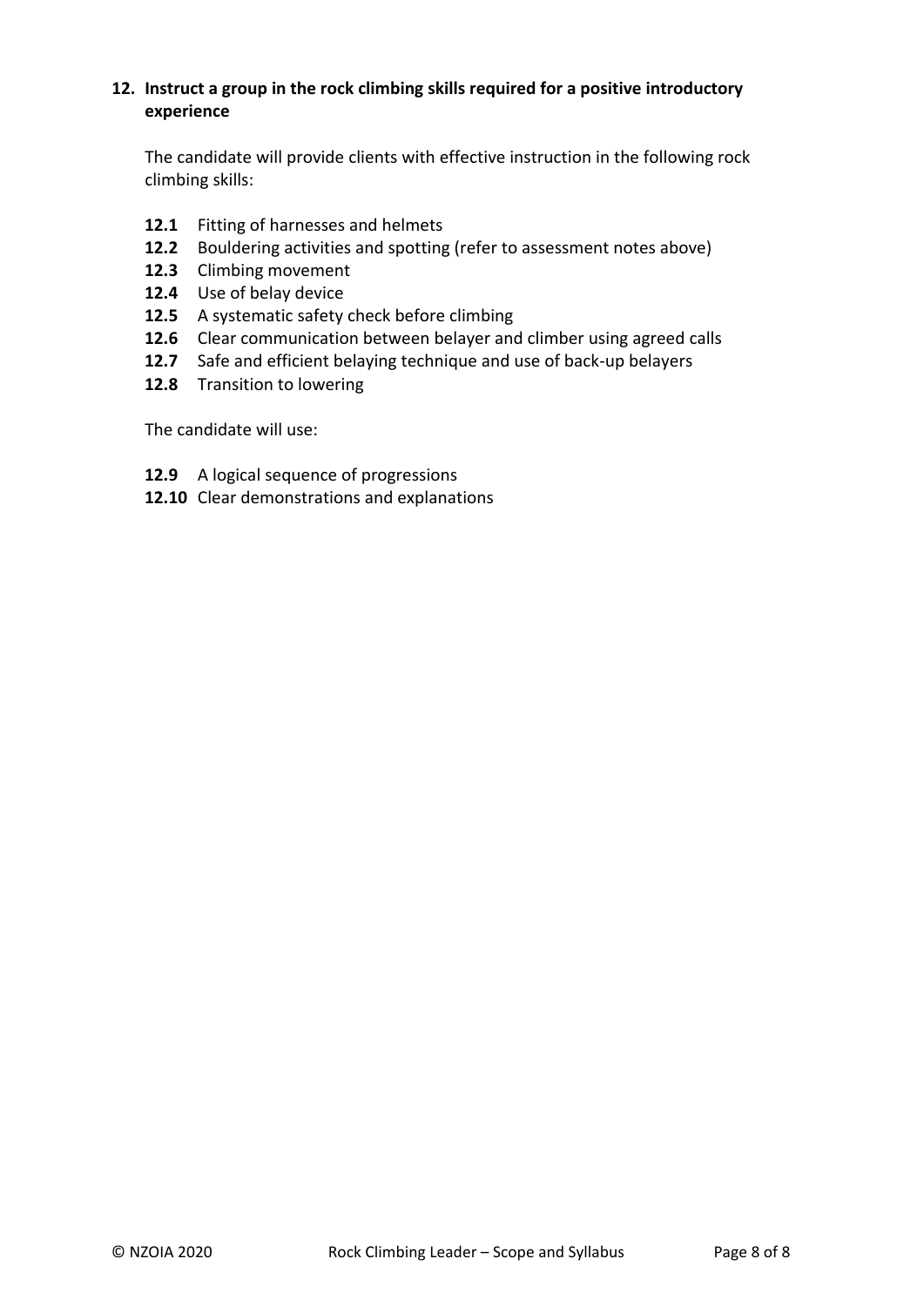**12. Instruct a group in the rock climbing skills required for a positive introductory experience**

The candidate will provide clients with effective instruction in the following rock climbing skills:

- **12.1** Fitting of harnesses and helmets
- **12.2** Bouldering activities and spotting (refer to assessment notes above)
- **12.3** Climbing movement
- **12.4** Use of belay device
- **12.5** A systematic safety check before climbing
- **12.6** Clear communication between belayer and climber using agreed calls
- **12.7** Safe and efficient belaying technique and use of back-up belayers
- **12.8** Transition to lowering

The candidate will use:

- **12.9** A logical sequence of progressions
- **12.10** Clear demonstrations and explanations